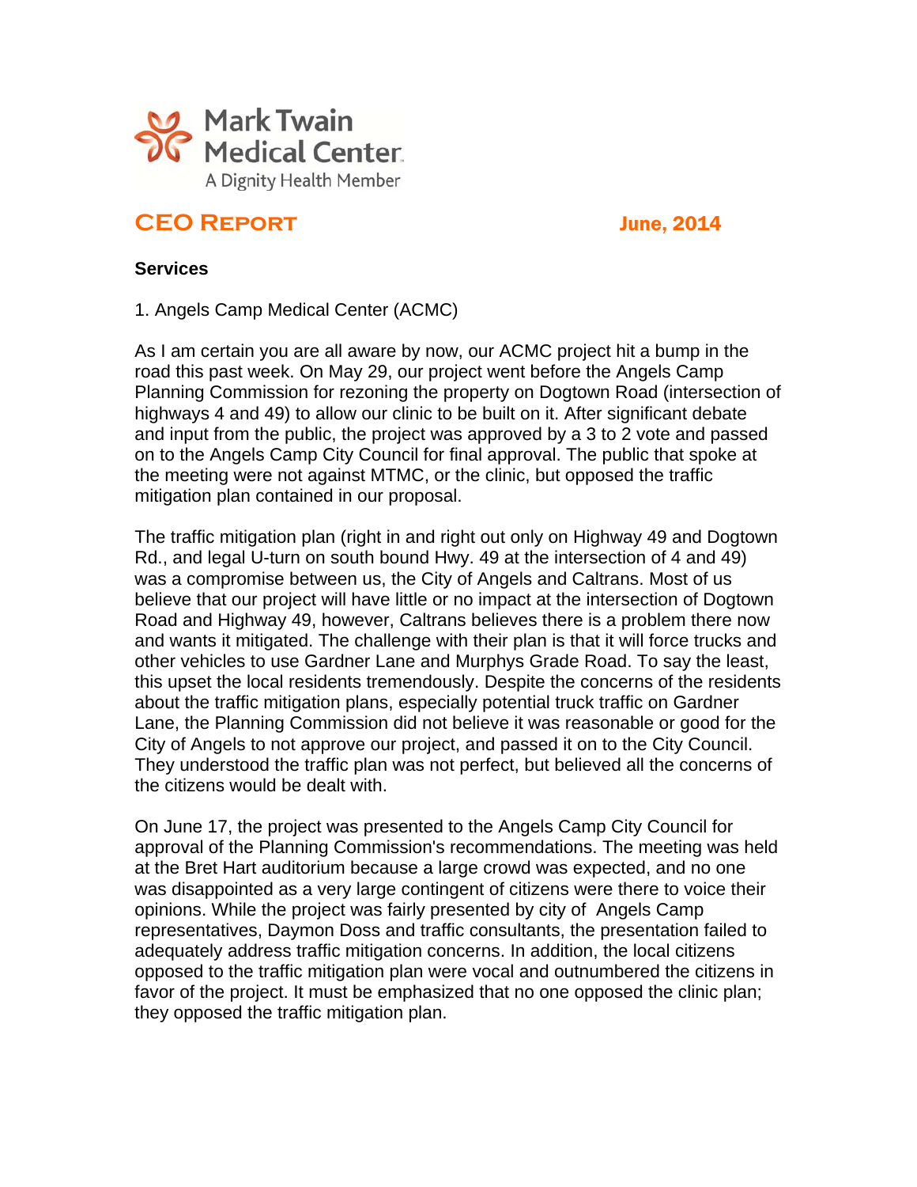Mark Twain Medical Center
A Dignity Health Member

# CEO Report

June, 2014

## Services

1. Angels Camp Medical Center (ACMC)

As I am certain you are all aware by now, our ACMC project hit a bump in the road this past week. On May 29, our project went before the Angels Camp Planning Commission for rezoning the property on Dogtown Road (intersection of highways 4 and 49) to allow our clinic to be built on it. After significant debate and input from the public, the project was approved by a 3 to 2 vote and passed on to the Angels Camp City Council for final approval. The public that spoke at the meeting were not against MTMC, or the clinic, but opposed the traffic mitigation plan contained in our proposal.

The traffic mitigation plan (right in and right out only on Highway 49 and Dogtown Rd., and legal U-turn on south bound Hwy. 49 at the intersection of 4 and 49) was a compromise between us, the City of Angels and Caltrans. Most of us believe that our project will have little or no impact at the intersection of Dogtown Road and Highway 49, however, Caltrans believes there is a problem there now and wants it mitigated. The challenge with their plan is that it will force trucks and other vehicles to use Gardner Lane and Murphys Grade Road. To say the least, this upset the local residents tremendously. Despite the concerns of the residents about the traffic mitigation plans, especially potential truck traffic on Gardner Lane, the Planning Commission did not believe it was reasonable or good for the City of Angels to not approve our project, and passed it on to the City Council. They understood the traffic plan was not perfect, but believed all the concerns of the citizens would be dealt with.

On June 17, the project was presented to the Angels Camp City Council for approval of the Planning Commission's recommendations. The meeting was held at the Bret Hart auditorium because a large crowd was expected, and no one was disappointed as a very large contingent of citizens were there to voice their opinions. While the project was fairly presented by city of Angels Camp representatives, Daymon Doss and traffic consultants, the presentation failed to adequately address traffic mitigation concerns. In addition, the local citizens opposed to the traffic mitigation plan were vocal and outnumbered the citizens in favor of the project. It must be emphasized that no one opposed the clinic plan; they opposed the traffic mitigation plan.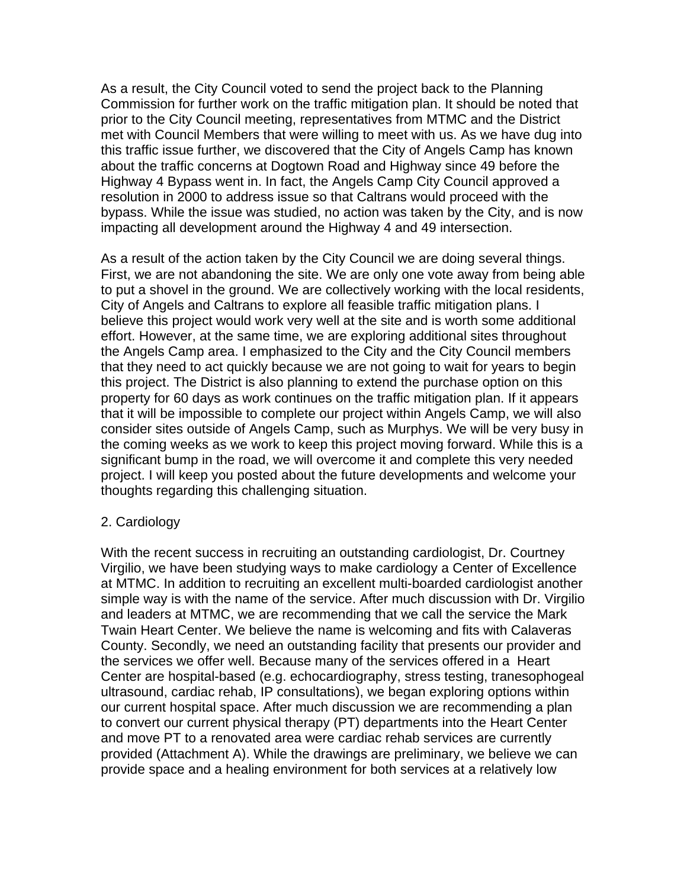As a result, the City Council voted to send the project back to the Planning Commission for further work on the traffic mitigation plan. It should be noted that prior to the City Council meeting, representatives from MTMC and the District met with Council Members that were willing to meet with us. As we have dug into this traffic issue further, we discovered that the City of Angels Camp has known about the traffic concerns at Dogtown Road and Highway since 49 before the Highway 4 Bypass went in. In fact, the Angels Camp City Council approved a resolution in 2000 to address issue so that Caltrans would proceed with the bypass. While the issue was studied, no action was taken by the City, and is now impacting all development around the Highway 4 and 49 intersection.

As a result of the action taken by the City Council we are doing several things. First, we are not abandoning the site. We are only one vote away from being able to put a shovel in the ground. We are collectively working with the local residents, City of Angels and Caltrans to explore all feasible traffic mitigation plans. I believe this project would work very well at the site and is worth some additional effort. However, at the same time, we are exploring additional sites throughout the Angels Camp area. I emphasized to the City and the City Council members that they need to act quickly because we are not going to wait for years to begin this project. The District is also planning to extend the purchase option on this property for 60 days as work continues on the traffic mitigation plan. If it appears that it will be impossible to complete our project within Angels Camp, we will also consider sites outside of Angels Camp, such as Murphys. We will be very busy in the coming weeks as we work to keep this project moving forward. While this is a significant bump in the road, we will overcome it and complete this very needed project. I will keep you posted about the future developments and welcome your thoughts regarding this challenging situation.

2. Cardiology

With the recent success in recruiting an outstanding cardiologist, Dr. Courtney Virgilio, we have been studying ways to make cardiology a Center of Excellence at MTMC. In addition to recruiting an excellent multi-boarded cardiologist another simple way is with the name of the service. After much discussion with Dr. Virgilio and leaders at MTMC, we are recommending that we call the service the Mark Twain Heart Center. We believe the name is welcoming and fits with Calaveras County. Secondly, we need an outstanding facility that presents our provider and the services we offer well. Because many of the services offered in a Heart Center are hospital-based (e.g. echocardiography, stress testing, tranesophogeal ultrasound, cardiac rehab, IP consultations), we began exploring options within our current hospital space. After much discussion we are recommending a plan to convert our current physical therapy (PT) departments into the Heart Center and move PT to a renovated area were cardiac rehab services are currently provided (Attachment A). While the drawings are preliminary, we believe we can provide space and a healing environment for both services at a relatively low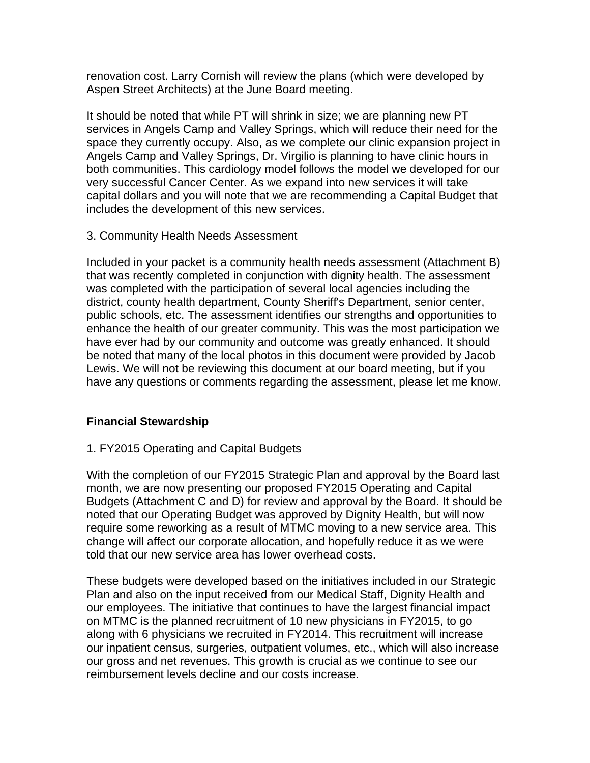renovation cost. Larry Cornish will review the plans (which were developed by Aspen Street Architects) at the June Board meeting.

It should be noted that while PT will shrink in size; we are planning new PT services in Angels Camp and Valley Springs, which will reduce their need for the space they currently occupy. Also, as we complete our clinic expansion project in Angels Camp and Valley Springs, Dr. Virgilio is planning to have clinic hours in both communities. This cardiology model follows the model we developed for our very successful Cancer Center. As we expand into new services it will take capital dollars and you will note that we are recommending a Capital Budget that includes the development of this new services.

3. Community Health Needs Assessment

Included in your packet is a community health needs assessment (Attachment B) that was recently completed in conjunction with dignity health. The assessment was completed with the participation of several local agencies including the district, county health department, County Sheriff's Department, senior center, public schools, etc. The assessment identifies our strengths and opportunities to enhance the health of our greater community. This was the most participation we have ever had by our community and outcome was greatly enhanced. It should be noted that many of the local photos in this document were provided by Jacob Lewis. We will not be reviewing this document at our board meeting, but if you have any questions or comments regarding the assessment, please let me know.

**Financial Stewardship**

1. FY2015 Operating and Capital Budgets

With the completion of our FY2015 Strategic Plan and approval by the Board last month, we are now presenting our proposed FY2015 Operating and Capital Budgets (Attachment C and D) for review and approval by the Board. It should be noted that our Operating Budget was approved by Dignity Health, but will now require some reworking as a result of MTMC moving to a new service area. This change will affect our corporate allocation, and hopefully reduce it as we were told that our new service area has lower overhead costs.

These budgets were developed based on the initiatives included in our Strategic Plan and also on the input received from our Medical Staff, Dignity Health and our employees. The initiative that continues to have the largest financial impact on MTMC is the planned recruitment of 10 new physicians in FY2015, to go along with 6 physicians we recruited in FY2014. This recruitment will increase our inpatient census, surgeries, outpatient volumes, etc., which will also increase our gross and net revenues. This growth is crucial as we continue to see our reimbursement levels decline and our costs increase.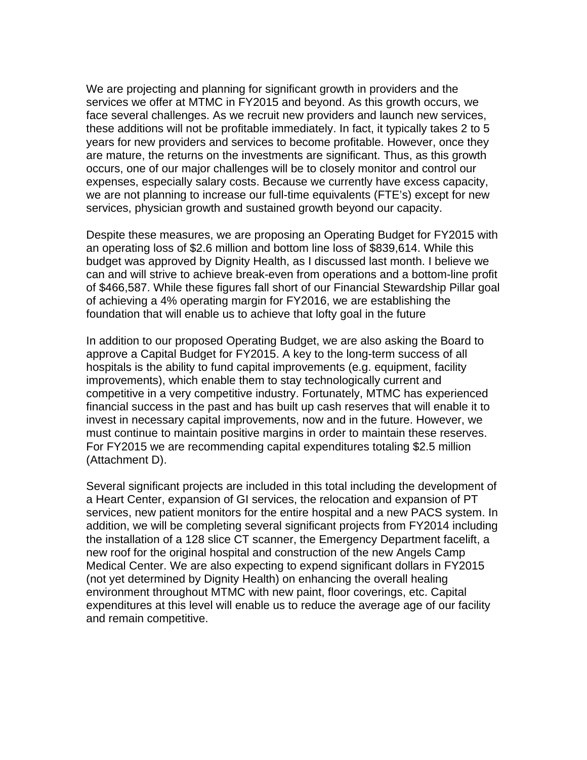We are projecting and planning for significant growth in providers and the services we offer at MTMC in FY2015 and beyond. As this growth occurs, we face several challenges. As we recruit new providers and launch new services, these additions will not be profitable immediately. In fact, it typically takes 2 to 5 years for new providers and services to become profitable. However, once they are mature, the returns on the investments are significant. Thus, as this growth occurs, one of our major challenges will be to closely monitor and control our expenses, especially salary costs. Because we currently have excess capacity, we are not planning to increase our full-time equivalents (FTE's) except for new services, physician growth and sustained growth beyond our capacity.

Despite these measures, we are proposing an Operating Budget for FY2015 with an operating loss of $2.6 million and bottom line loss of $839,614. While this budget was approved by Dignity Health, as I discussed last month. I believe we can and will strive to achieve break-even from operations and a bottom-line profit of $466,587. While these figures fall short of our Financial Stewardship Pillar goal of achieving a 4% operating margin for FY2016, we are establishing the foundation that will enable us to achieve that lofty goal in the future

In addition to our proposed Operating Budget, we are also asking the Board to approve a Capital Budget for FY2015. A key to the long-term success of all hospitals is the ability to fund capital improvements (e.g. equipment, facility improvements), which enable them to stay technologically current and competitive in a very competitive industry. Fortunately, MTMC has experienced financial success in the past and has built up cash reserves that will enable it to invest in necessary capital improvements, now and in the future. However, we must continue to maintain positive margins in order to maintain these reserves. For FY2015 we are recommending capital expenditures totaling $2.5 million (Attachment D).

Several significant projects are included in this total including the development of a Heart Center, expansion of GI services, the relocation and expansion of PT services, new patient monitors for the entire hospital and a new PACS system. In addition, we will be completing several significant projects from FY2014 including the installation of a 128 slice CT scanner, the Emergency Department facelift, a new roof for the original hospital and construction of the new Angels Camp Medical Center. We are also expecting to expend significant dollars in FY2015 (not yet determined by Dignity Health) on enhancing the overall healing environment throughout MTMC with new paint, floor coverings, etc. Capital expenditures at this level will enable us to reduce the average age of our facility and remain competitive.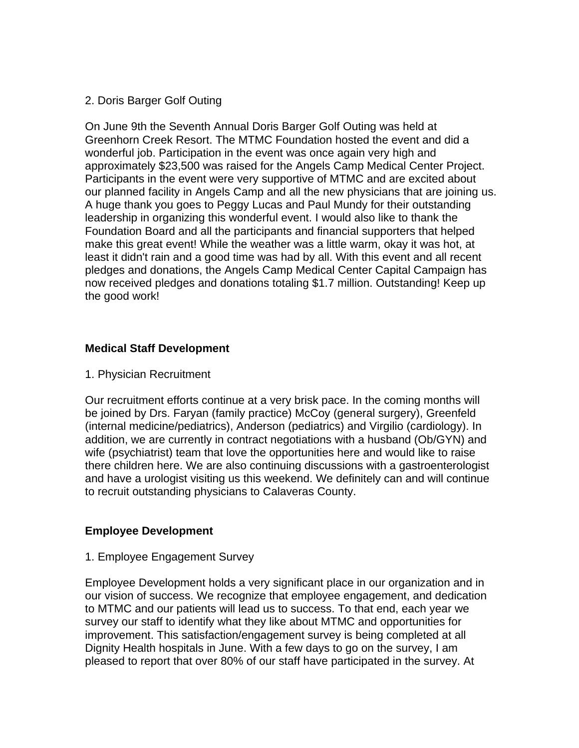2. Doris Barger Golf Outing

On June 9th the Seventh Annual Doris Barger Golf Outing was held at Greenhorn Creek Resort. The MTMC Foundation hosted the event and did a wonderful job. Participation in the event was once again very high and approximately $23,500 was raised for the Angels Camp Medical Center Project. Participants in the event were very supportive of MTMC and are excited about our planned facility in Angels Camp and all the new physicians that are joining us. A huge thank you goes to Peggy Lucas and Paul Mundy for their outstanding leadership in organizing this wonderful event. I would also like to thank the Foundation Board and all the participants and financial supporters that helped make this great event! While the weather was a little warm, okay it was hot, at least it didn't rain and a good time was had by all. With this event and all recent pledges and donations, the Angels Camp Medical Center Capital Campaign has now received pledges and donations totaling $1.7 million. Outstanding! Keep up the good work!

**Medical Staff Development**

1. Physician Recruitment

Our recruitment efforts continue at a very brisk pace. In the coming months will be joined by Drs. Faryan (family practice) McCoy (general surgery), Greenfeld (internal medicine/pediatrics), Anderson (pediatrics) and Virgilio (cardiology). In addition, we are currently in contract negotiations with a husband (Ob/GYN) and wife (psychiatrist) team that love the opportunities here and would like to raise there children here. We are also continuing discussions with a gastroenterologist and have a urologist visiting us this weekend. We definitely can and will continue to recruit outstanding physicians to Calaveras County.

**Employee Development**

1. Employee Engagement Survey

Employee Development holds a very significant place in our organization and in our vision of success. We recognize that employee engagement, and dedication to MTMC and our patients will lead us to success. To that end, each year we survey our staff to identify what they like about MTMC and opportunities for improvement. This satisfaction/engagement survey is being completed at all Dignity Health hospitals in June. With a few days to go on the survey, I am pleased to report that over 80% of our staff have participated in the survey. At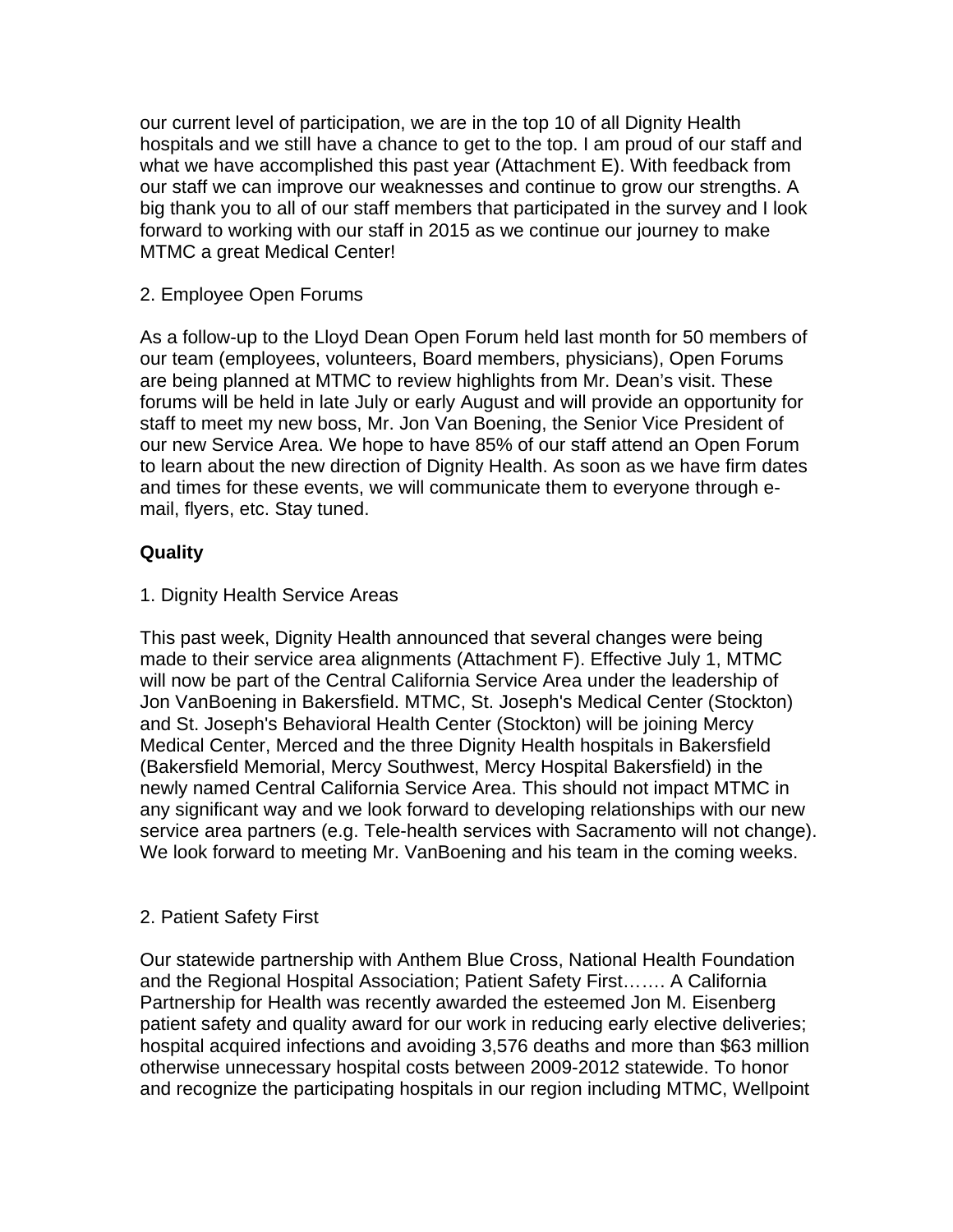our current level of participation, we are in the top 10 of all Dignity Health hospitals and we still have a chance to get to the top. I am proud of our staff and what we have accomplished this past year (Attachment E). With feedback from our staff we can improve our weaknesses and continue to grow our strengths. A big thank you to all of our staff members that participated in the survey and I look forward to working with our staff in 2015 as we continue our journey to make MTMC a great Medical Center!

2. Employee Open Forums

As a follow-up to the Lloyd Dean Open Forum held last month for 50 members of our team (employees, volunteers, Board members, physicians), Open Forums are being planned at MTMC to review highlights from Mr. Dean's visit. These forums will be held in late July or early August and will provide an opportunity for staff to meet my new boss, Mr. Jon Van Boening, the Senior Vice President of our new Service Area. We hope to have 85% of our staff attend an Open Forum to learn about the new direction of Dignity Health. As soon as we have firm dates and times for these events, we will communicate them to everyone through e-mail, flyers, etc. Stay tuned.

**Quality**

1. Dignity Health Service Areas

This past week, Dignity Health announced that several changes were being made to their service area alignments (Attachment F). Effective July 1, MTMC will now be part of the Central California Service Area under the leadership of Jon VanBoening in Bakersfield. MTMC, St. Joseph's Medical Center (Stockton) and St. Joseph's Behavioral Health Center (Stockton) will be joining Mercy Medical Center, Merced and the three Dignity Health hospitals in Bakersfield (Bakersfield Memorial, Mercy Southwest, Mercy Hospital Bakersfield) in the newly named Central California Service Area. This should not impact MTMC in any significant way and we look forward to developing relationships with our new service area partners (e.g. Tele-health services with Sacramento will not change). We look forward to meeting Mr. VanBoening and his team in the coming weeks.

2. Patient Safety First

Our statewide partnership with Anthem Blue Cross, National Health Foundation and the Regional Hospital Association; Patient Safety First……. A California Partnership for Health was recently awarded the esteemed Jon M. Eisenberg patient safety and quality award for our work in reducing early elective deliveries; hospital acquired infections and avoiding 3,576 deaths and more than $63 million otherwise unnecessary hospital costs between 2009-2012 statewide. To honor and recognize the participating hospitals in our region including MTMC, Wellpoint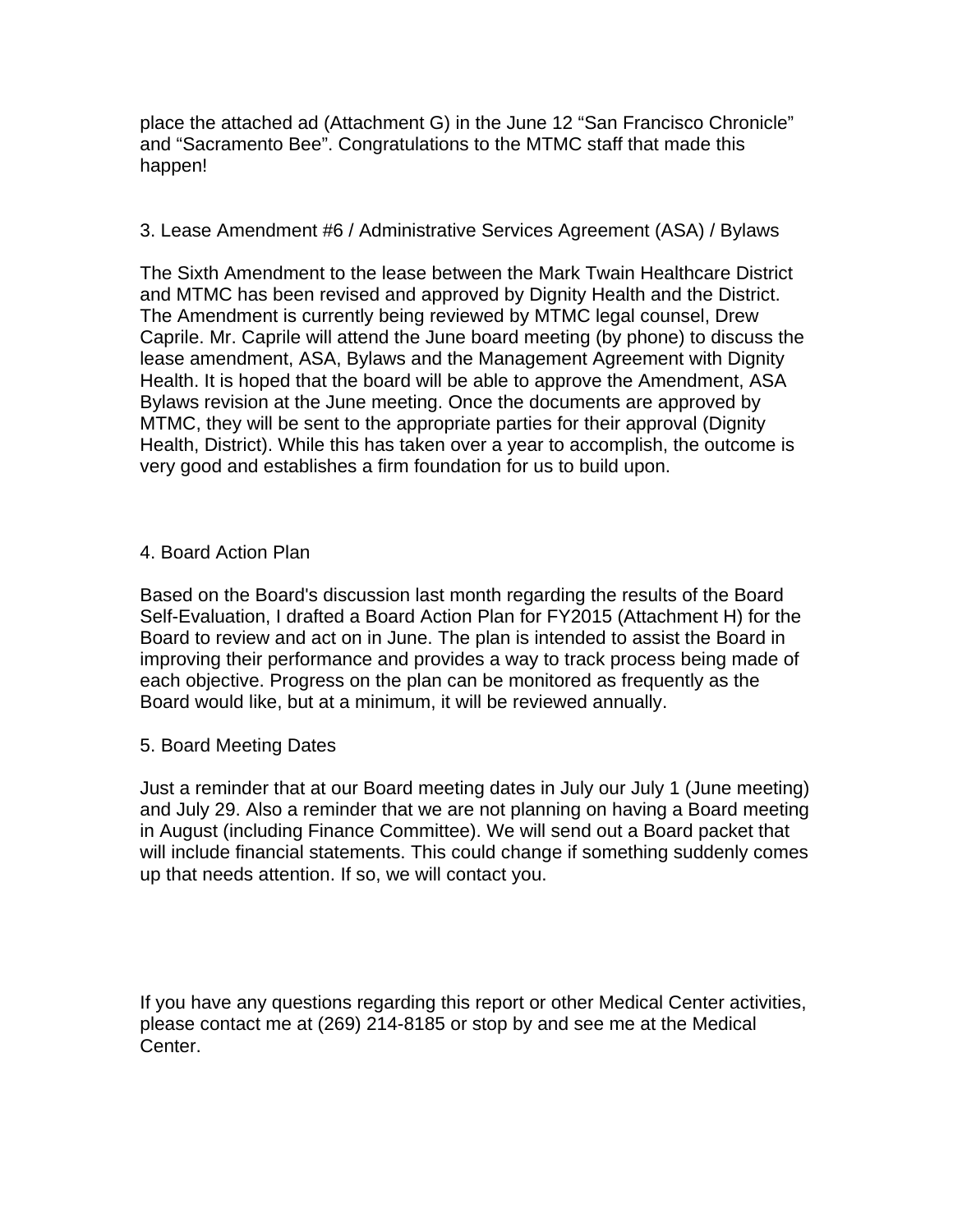place the attached ad (Attachment G) in the June 12 “San Francisco Chronicle” and “Sacramento Bee”. Congratulations to the MTMC staff that made this happen!

3. Lease Amendment #6 / Administrative Services Agreement (ASA) / Bylaws

The Sixth Amendment to the lease between the Mark Twain Healthcare District and MTMC has been revised and approved by Dignity Health and the District. The Amendment is currently being reviewed by MTMC legal counsel, Drew Caprile. Mr. Caprile will attend the June board meeting (by phone) to discuss the lease amendment, ASA, Bylaws and the Management Agreement with Dignity Health. It is hoped that the board will be able to approve the Amendment, ASA Bylaws revision at the June meeting. Once the documents are approved by MTMC, they will be sent to the appropriate parties for their approval (Dignity Health, District). While this has taken over a year to accomplish, the outcome is very good and establishes a firm foundation for us to build upon.

4. Board Action Plan

Based on the Board's discussion last month regarding the results of the Board Self-Evaluation, I drafted a Board Action Plan for FY2015 (Attachment H) for the Board to review and act on in June. The plan is intended to assist the Board in improving their performance and provides a way to track process being made of each objective. Progress on the plan can be monitored as frequently as the Board would like, but at a minimum, it will be reviewed annually.

5. Board Meeting Dates

Just a reminder that at our Board meeting dates in July our July 1 (June meeting) and July 29. Also a reminder that we are not planning on having a Board meeting in August (including Finance Committee). We will send out a Board packet that will include financial statements. This could change if something suddenly comes up that needs attention. If so, we will contact you.

If you have any questions regarding this report or other Medical Center activities, please contact me at (269) 214-8185 or stop by and see me at the Medical Center.